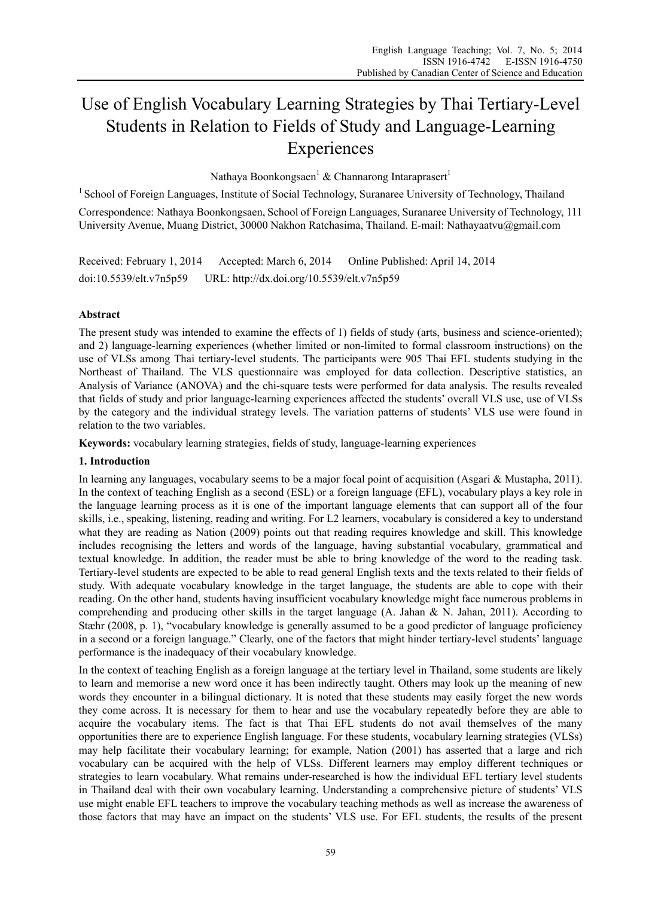# Use of English Vocabulary Learning Strategies by Thai Tertiary-Level Students in Relation to Fields of Study and Language-Learning Experiences

Nathaya Boonkongsaen[1] & Channarong Intaraprasert[1]

[1] School of Foreign Languages, Institute of Social Technology, Suranaree University of Technology, Thailand

Correspondence: Nathaya Boonkongsaen, School of Foreign Languages, Suranaree University of Technology, 111 University Avenue, Muang District, 30000 Nakhon Ratchasima, Thailand. E-mail: Nathayaatvu@gmail.com

Received: February 1, 2014 Accepted: March 6, 2014 Online Published: April 14, 2014

doi:10.5539/elt.v7n5p59 URL: http://dx.doi.org/10.5539/elt.v7n5p59

## Abstract

The present study was intended to examine the effects of 1) fields of study (arts, business and science-oriented); and 2) language-learning experiences (whether limited or non-limited to formal classroom instructions) on the use of VLSs among Thai tertiary-level students. The participants were 905 Thai EFL students studying in the Northeast of Thailand. The VLS questionnaire was employed for data collection. Descriptive statistics, an Analysis of Variance (ANOVA) and the chi-square tests were performed for data analysis. The results revealed that fields of study and prior language-learning experiences affected the students' overall VLS use, use of VLSs by the category and the individual strategy levels. The variation patterns of students' VLS use were found in relation to the two variables.

**Keywords:** vocabulary learning strategies, fields of study, language-learning experiences

## 1. Introduction

In learning any languages, vocabulary seems to be a major focal point of acquisition (Asgari & Mustapha, 2011). In the context of teaching English as a second (ESL) or a foreign language (EFL), vocabulary plays a key role in the language learning process as it is one of the important language elements that can support all of the four skills, i.e., speaking, listening, reading and writing. For L2 learners, vocabulary is considered a key to understand what they are reading as Nation (2009) points out that reading requires knowledge and skill. This knowledge includes recognising the letters and words of the language, having substantial vocabulary, grammatical and textual knowledge. In addition, the reader must be able to bring knowledge of the word to the reading task. Tertiary-level students are expected to be able to read general English texts and the texts related to their fields of study. With adequate vocabulary knowledge in the target language, the students are able to cope with their reading. On the other hand, students having insufficient vocabulary knowledge might face numerous problems in comprehending and producing other skills in the target language (A. Jahan & N. Jahan, 2011). According to Stæhr (2008, p. 1), "vocabulary knowledge is generally assumed to be a good predictor of language proficiency in a second or a foreign language." Clearly, one of the factors that might hinder tertiary-level students' language performance is the inadequacy of their vocabulary knowledge.

In the context of teaching English as a foreign language at the tertiary level in Thailand, some students are likely to learn and memorise a new word once it has been indirectly taught. Others may look up the meaning of new words they encounter in a bilingual dictionary. It is noted that these students may easily forget the new words they come across. It is necessary for them to hear and use the vocabulary repeatedly before they are able to acquire the vocabulary items. The fact is that Thai EFL students do not avail themselves of the many opportunities there are to experience English language. For these students, vocabulary learning strategies (VLSs) may help facilitate their vocabulary learning; for example, Nation (2001) has asserted that a large and rich vocabulary can be acquired with the help of VLSs. Different learners may employ different techniques or strategies to learn vocabulary. What remains under-researched is how the individual EFL tertiary level students in Thailand deal with their own vocabulary learning. Understanding a comprehensive picture of students' VLS use might enable EFL teachers to improve the vocabulary teaching methods as well as increase the awareness of those factors that may have an impact on the students' VLS use. For EFL students, the results of the present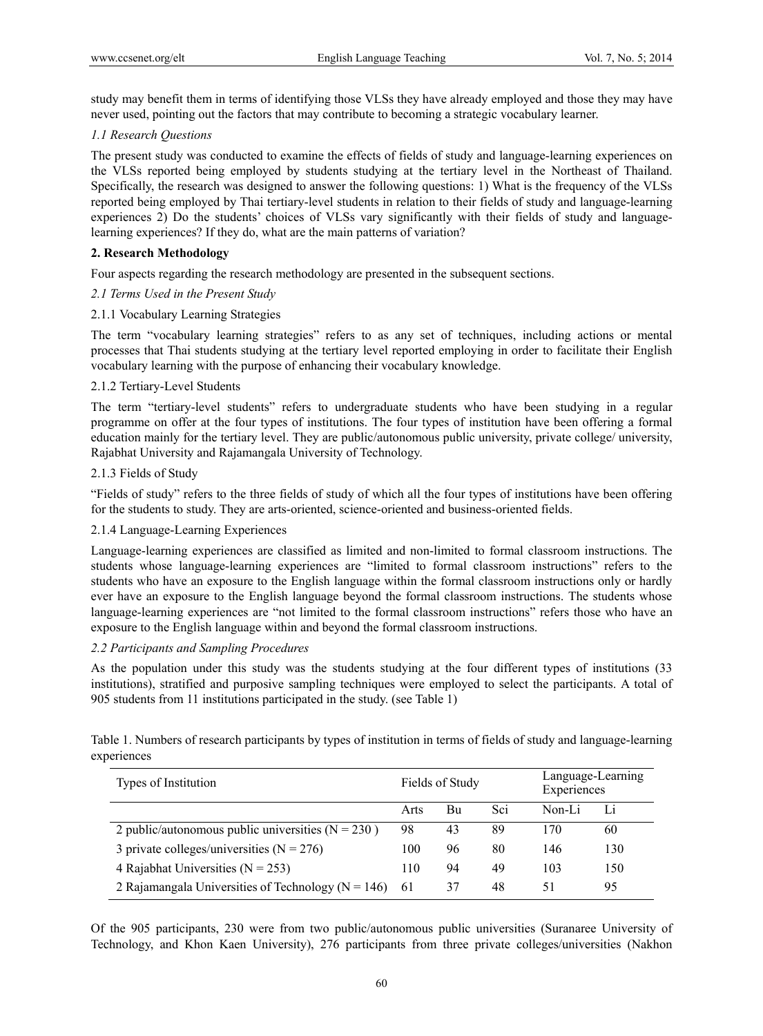study may benefit them in terms of identifying those VLSs they have already employed and those they may have never used, pointing out the factors that may contribute to becoming a strategic vocabulary learner.

### *1.1 Research Questions*

The present study was conducted to examine the effects of fields of study and language-learning experiences on the VLSs reported being employed by students studying at the tertiary level in the Northeast of Thailand. Specifically, the research was designed to answer the following questions: 1) What is the frequency of the VLSs reported being employed by Thai tertiary-level students in relation to their fields of study and language-learning experiences 2) Do the students' choices of VLSs vary significantly with their fields of study and language-learning experiences? If they do, what are the main patterns of variation?

## **2. Research Methodology**

Four aspects regarding the research methodology are presented in the subsequent sections.

### *2.1 Terms Used in the Present Study*

#### 2.1.1 Vocabulary Learning Strategies

The term "vocabulary learning strategies" refers to as any set of techniques, including actions or mental processes that Thai students studying at the tertiary level reported employing in order to facilitate their English vocabulary learning with the purpose of enhancing their vocabulary knowledge.

#### 2.1.2 Tertiary-Level Students

The term "tertiary-level students" refers to undergraduate students who have been studying in a regular programme on offer at the four types of institutions. The four types of institution have been offering a formal education mainly for the tertiary level. They are public/autonomous public university, private college/ university, Rajabhat University and Rajamangala University of Technology.

#### 2.1.3 Fields of Study

"Fields of study" refers to the three fields of study of which all the four types of institutions have been offering for the students to study. They are arts-oriented, science-oriented and business-oriented fields.

#### 2.1.4 Language-Learning Experiences

Language-learning experiences are classified as limited and non-limited to formal classroom instructions. The students whose language-learning experiences are "limited to formal classroom instructions" refers to the students who have an exposure to the English language within the formal classroom instructions only or hardly ever have an exposure to the English language beyond the formal classroom instructions. The students whose language-learning experiences are "not limited to the formal classroom instructions" refers those who have an exposure to the English language within and beyond the formal classroom instructions.

### *2.2 Participants and Sampling Procedures*

As the population under this study was the students studying at the four different types of institutions (33 institutions), stratified and purposive sampling techniques were employed to select the participants. A total of 905 students from 11 institutions participated in the study. (see Table 1)

Table 1. Numbers of research participants by types of institution in terms of fields of study and language-learning experiences

| Types of Institution | Fields of Study | | | Language-Learning Experiences | |
|---|---|---|---|---|---|
| | Arts | Bu | Sci | Non-Li | Li |
| 2 public/autonomous public universities (N = 230 ) | 98 | 43 | 89 | 170 | 60 |
| 3 private colleges/universities (N = 276) | 100 | 96 | 80 | 146 | 130 |
| 4 Rajabhat Universities (N = 253) | 110 | 94 | 49 | 103 | 150 |
| 2 Rajamangala Universities of Technology (N = 146) | 61 | 37 | 48 | 51 | 95 |

Of the 905 participants, 230 were from two public/autonomous public universities (Suranaree University of Technology, and Khon Kaen University), 276 participants from three private colleges/universities (Nakhon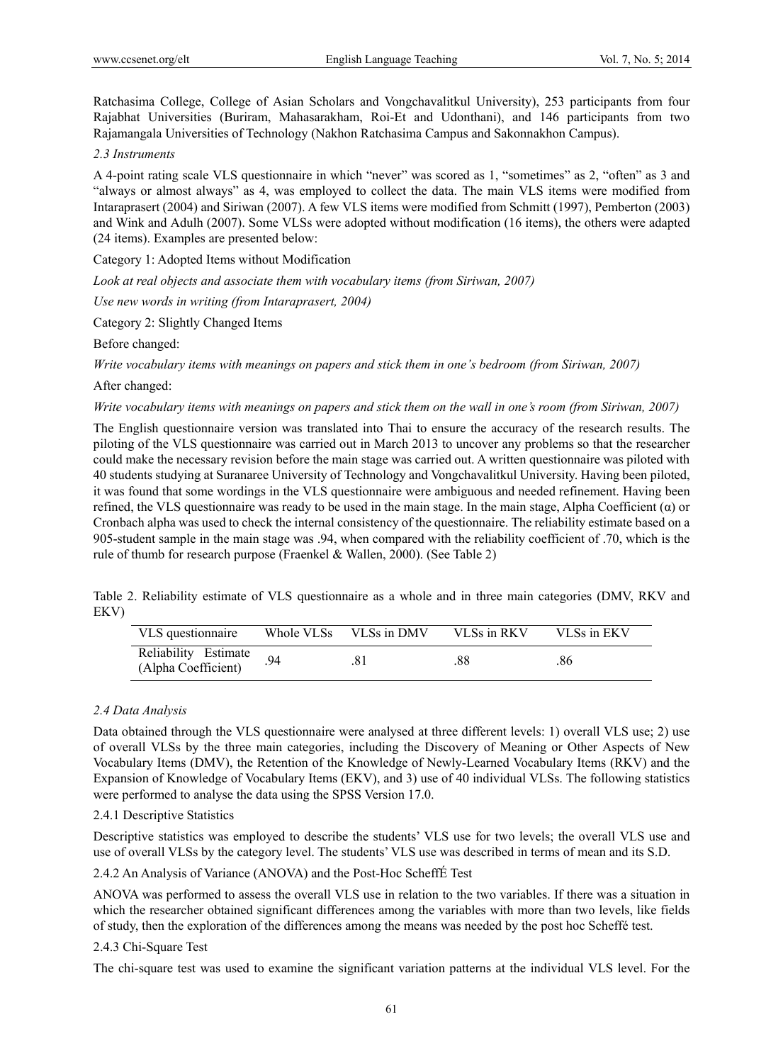Ratchasima College, College of Asian Scholars and Vongchavalitkul University), 253 participants from four Rajabhat Universities (Buriram, Mahasarakham, Roi-Et and Udonthani), and 146 participants from two Rajamangala Universities of Technology (Nakhon Ratchasima Campus and Sakonnakhon Campus).

### *2.3 Instruments*

A 4-point rating scale VLS questionnaire in which "never" was scored as 1, "sometimes" as 2, "often" as 3 and "always or almost always" as 4, was employed to collect the data. The main VLS items were modified from Intaraprasert (2004) and Siriwan (2007). A few VLS items were modified from Schmitt (1997), Pemberton (2003) and Wink and Adulh (2007). Some VLSs were adopted without modification (16 items), the others were adapted (24 items). Examples are presented below:

Category 1: Adopted Items without Modification

*Look at real objects and associate them with vocabulary items (from Siriwan, 2007)*

*Use new words in writing (from Intaraprasert, 2004)*

Category 2: Slightly Changed Items

Before changed:

*Write vocabulary items with meanings on papers and stick them in one's bedroom (from Siriwan, 2007)*

After changed:

*Write vocabulary items with meanings on papers and stick them on the wall in one's room (from Siriwan, 2007)*

The English questionnaire version was translated into Thai to ensure the accuracy of the research results. The piloting of the VLS questionnaire was carried out in March 2013 to uncover any problems so that the researcher could make the necessary revision before the main stage was carried out. A written questionnaire was piloted with 40 students studying at Suranaree University of Technology and Vongchavalitkul University. Having been piloted, it was found that some wordings in the VLS questionnaire were ambiguous and needed refinement. Having been refined, the VLS questionnaire was ready to be used in the main stage. In the main stage, Alpha Coefficient ($\alpha$) or Cronbach alpha was used to check the internal consistency of the questionnaire. The reliability estimate based on a 905-student sample in the main stage was .94, when compared with the reliability coefficient of .70, which is the rule of thumb for research purpose (Fraenkel & Wallen, 2000). (See Table 2)

Table 2. Reliability estimate of VLS questionnaire as a whole and in three main categories (DMV, RKV and EKV)

| VLS questionnaire | Whole VLSs | VLSs in DMV | VLSs in RKV | VLSs in EKV |
|---|---|---|---|---|
| Reliability Estimate (Alpha Coefficient) | .94 | .81 | .88 | .86 |

### *2.4 Data Analysis*

Data obtained through the VLS questionnaire were analysed at three different levels: 1) overall VLS use; 2) use of overall VLSs by the three main categories, including the Discovery of Meaning or Other Aspects of New Vocabulary Items (DMV), the Retention of the Knowledge of Newly-Learned Vocabulary Items (RKV) and the Expansion of Knowledge of Vocabulary Items (EKV), and 3) use of 40 individual VLSs. The following statistics were performed to analyse the data using the SPSS Version 17.0.

#### 2.4.1 Descriptive Statistics

Descriptive statistics was employed to describe the students' VLS use for two levels; the overall VLS use and use of overall VLSs by the category level. The students' VLS use was described in terms of mean and its S.D.

#### 2.4.2 An Analysis of Variance (ANOVA) and the Post-Hoc ScheffÉ Test

ANOVA was performed to assess the overall VLS use in relation to the two variables. If there was a situation in which the researcher obtained significant differences among the variables with more than two levels, like fields of study, then the exploration of the differences among the means was needed by the post hoc Scheffé test.

#### 2.4.3 Chi-Square Test

The chi-square test was used to examine the significant variation patterns at the individual VLS level. For the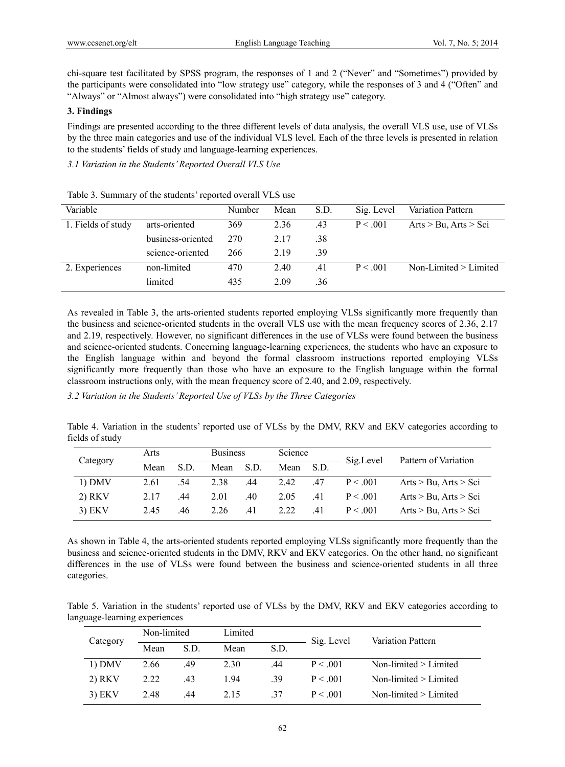chi-square test facilitated by SPSS program, the responses of 1 and 2 ("Never" and "Sometimes") provided by the participants were consolidated into "low strategy use" category, while the responses of 3 and 4 ("Often" and "Always" or "Almost always") were consolidated into "high strategy use" category.

## 3. Findings

Findings are presented according to the three different levels of data analysis, the overall VLS use, use of VLSs by the three main categories and use of the individual VLS level. Each of the three levels is presented in relation to the students' fields of study and language-learning experiences.

### *3.1 Variation in the Students' Reported Overall VLS Use*

Table 3. Summary of the students' reported overall VLS use

| Variable | | Number | Mean | S.D. | Sig. Level | Variation Pattern |
|---|---|---|---|---|---|---|
| 1. Fields of study | arts-oriented | 369 | 2.36 | .43 | P < .001 | Arts > Bu, Arts > Sci |
| | business-oriented | 270 | 2.17 | .38 | | |
| | science-oriented | 266 | 2.19 | .39 | | |
| 2. Experiences | non-limited | 470 | 2.40 | .41 | P < .001 | Non-Limited > Limited |
| | limited | 435 | 2.09 | .36 | | |

As revealed in Table 3, the arts-oriented students reported employing VLSs significantly more frequently than the business and science-oriented students in the overall VLS use with the mean frequency scores of 2.36, 2.17 and 2.19, respectively. However, no significant differences in the use of VLSs were found between the business and science-oriented students. Concerning language-learning experiences, the students who have an exposure to the English language within and beyond the formal classroom instructions reported employing VLSs significantly more frequently than those who have an exposure to the English language within the formal classroom instructions only, with the mean frequency score of 2.40, and 2.09, respectively.

### *3.2 Variation in the Students' Reported Use of VLSs by the Three Categories*

Table 4. Variation in the students' reported use of VLSs by the DMV, RKV and EKV categories according to fields of study

| Category | Arts | | Business | | Science | | Sig.Level | Pattern of Variation |
|---|---|---|---|---|---|---|---|---|
| | Mean | S.D. | Mean | S.D. | Mean | S.D. | | |
| 1) DMV | 2.61 | .54 | 2.38 | .44 | 2.42 | .47 | P < .001 | Arts > Bu, Arts > Sci |
| 2) RKV | 2.17 | .44 | 2.01 | .40 | 2.05 | .41 | P < .001 | Arts > Bu, Arts > Sci |
| 3) EKV | 2.45 | .46 | 2.26 | .41 | 2.22 | .41 | P < .001 | Arts > Bu, Arts > Sci |

As shown in Table 4, the arts-oriented students reported employing VLSs significantly more frequently than the business and science-oriented students in the DMV, RKV and EKV categories. On the other hand, no significant differences in the use of VLSs were found between the business and science-oriented students in all three categories.

Table 5. Variation in the students' reported use of VLSs by the DMV, RKV and EKV categories according to language-learning experiences

| Category | Non-limited | | Limited | | Sig. Level | Variation Pattern |
|---|---|---|---|---|---|---|
| | Mean | S.D. | Mean | S.D. | | |
| 1) DMV | 2.66 | .49 | 2.30 | .44 | P < .001 | Non-limited > Limited |
| 2) RKV | 2.22 | .43 | 1.94 | .39 | P < .001 | Non-limited > Limited |
| 3) EKV | 2.48 | .44 | 2.15 | .37 | P < .001 | Non-limited > Limited |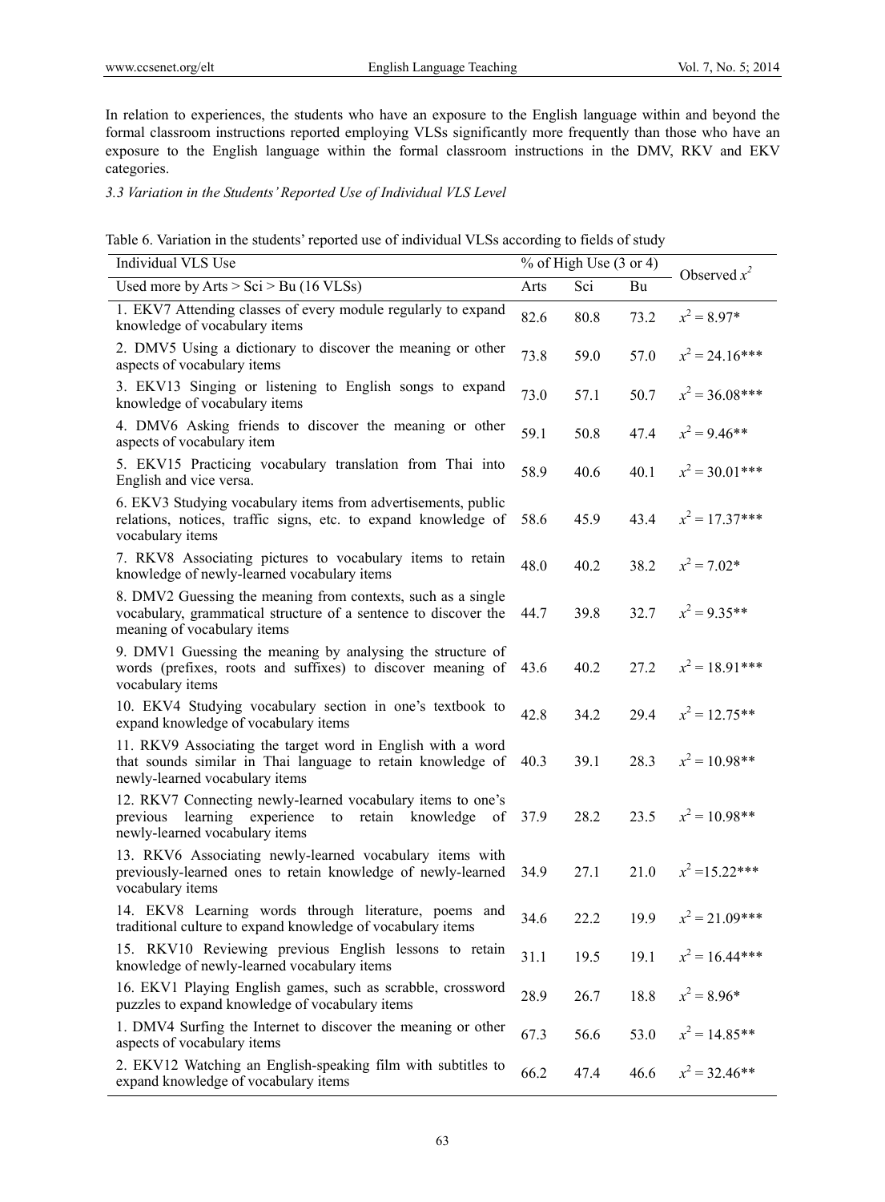In relation to experiences, the students who have an exposure to the English language within and beyond the formal classroom instructions reported employing VLSs significantly more frequently than those who have an exposure to the English language within the formal classroom instructions in the DMV, RKV and EKV categories.

*3.3 Variation in the Students' Reported Use of Individual VLS Level*

Table 6. Variation in the students' reported use of individual VLSs according to fields of study

| Individual VLS Use | % of High Use (3 or 4) | | | Observed $x^2$ |
|---|---|---|---|---|
| Used more by Arts > Sci > Bu (16 VLSs) | Arts | Sci | Bu | |
| 1. EKV7 Attending classes of every module regularly to expand knowledge of vocabulary items | 82.6 | 80.8 | 73.2 | $x^2 = 8.97$* |
| 2. DMV5 Using a dictionary to discover the meaning or other aspects of vocabulary items | 73.8 | 59.0 | 57.0 | $x^2 = 24.16$*** |
| 3. EKV13 Singing or listening to English songs to expand knowledge of vocabulary items | 73.0 | 57.1 | 50.7 | $x^2 = 36.08$*** |
| 4. DMV6 Asking friends to discover the meaning or other aspects of vocabulary item | 59.1 | 50.8 | 47.4 | $x^2 = 9.46$** |
| 5. EKV15 Practicing vocabulary translation from Thai into English and vice versa. | 58.9 | 40.6 | 40.1 | $x^2 = 30.01$*** |
| 6. EKV3 Studying vocabulary items from advertisements, public relations, notices, traffic signs, etc. to expand knowledge of vocabulary items | 58.6 | 45.9 | 43.4 | $x^2 = 17.37$*** |
| 7. RKV8 Associating pictures to vocabulary items to retain knowledge of newly-learned vocabulary items | 48.0 | 40.2 | 38.2 | $x^2 = 7.02$* |
| 8. DMV2 Guessing the meaning from contexts, such as a single vocabulary, grammatical structure of a sentence to discover the meaning of vocabulary items | 44.7 | 39.8 | 32.7 | $x^2 = 9.35$** |
| 9. DMV1 Guessing the meaning by analysing the structure of words (prefixes, roots and suffixes) to discover meaning of vocabulary items | 43.6 | 40.2 | 27.2 | $x^2 = 18.91$*** |
| 10. EKV4 Studying vocabulary section in one's textbook to expand knowledge of vocabulary items | 42.8 | 34.2 | 29.4 | $x^2 = 12.75$** |
| 11. RKV9 Associating the target word in English with a word that sounds similar in Thai language to retain knowledge of newly-learned vocabulary items | 40.3 | 39.1 | 28.3 | $x^2 = 10.98$** |
| 12. RKV7 Connecting newly-learned vocabulary items to one's previous learning experience to retain knowledge of newly-learned vocabulary items | 37.9 | 28.2 | 23.5 | $x^2 = 10.98$** |
| 13. RKV6 Associating newly-learned vocabulary items with previously-learned ones to retain knowledge of newly-learned vocabulary items | 34.9 | 27.1 | 21.0 | $x^2 = 15.22$*** |
| 14. EKV8 Learning words through literature, poems and traditional culture to expand knowledge of vocabulary items | 34.6 | 22.2 | 19.9 | $x^2 = 21.09$*** |
| 15. RKV10 Reviewing previous English lessons to retain knowledge of newly-learned vocabulary items | 31.1 | 19.5 | 19.1 | $x^2 = 16.44$*** |
| 16. EKV1 Playing English games, such as scrabble, crossword puzzles to expand knowledge of vocabulary items | 28.9 | 26.7 | 18.8 | $x^2 = 8.96$* |
| 1. DMV4 Surfing the Internet to discover the meaning or other aspects of vocabulary items | 67.3 | 56.6 | 53.0 | $x^2 = 14.85$** |
| 2. EKV12 Watching an English-speaking film with subtitles to expand knowledge of vocabulary items | 66.2 | 47.4 | 46.6 | $x^2 = 32.46$** |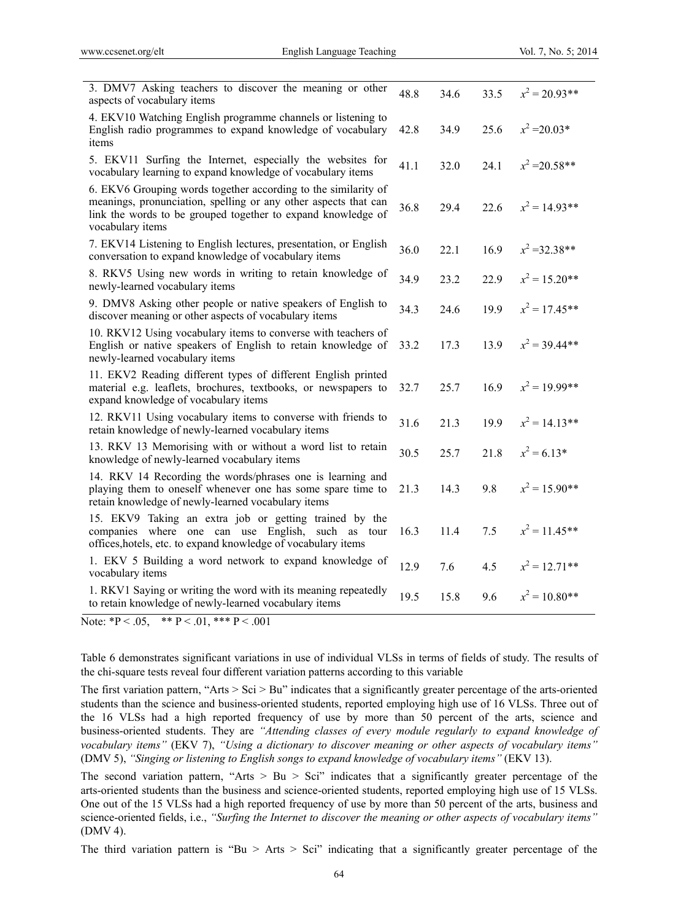| | | | | |
|---|---|---|---|---|
| 3. DMV7 Asking teachers to discover the meaning or other aspects of vocabulary items | 48.8 | 34.6 | 33.5 | $x^2 = 20.93$** |
| 4. EKV10 Watching English programme channels or listening to English radio programmes to expand knowledge of vocabulary items | 42.8 | 34.9 | 25.6 | $x^2 = 20.03$* |
| 5. EKV11 Surfing the Internet, especially the websites for vocabulary learning to expand knowledge of vocabulary items | 41.1 | 32.0 | 24.1 | $x^2 = 20.58$** |
| 6. EKV6 Grouping words together according to the similarity of meanings, pronunciation, spelling or any other aspects that can link the words to be grouped together to expand knowledge of vocabulary items | 36.8 | 29.4 | 22.6 | $x^2 = 14.93$** |
| 7. EKV14 Listening to English lectures, presentation, or English conversation to expand knowledge of vocabulary items | 36.0 | 22.1 | 16.9 | $x^2 = 32.38$** |
| 8. RKV5 Using new words in writing to retain knowledge of newly-learned vocabulary items | 34.9 | 23.2 | 22.9 | $x^2 = 15.20$** |
| 9. DMV8 Asking other people or native speakers of English to discover meaning or other aspects of vocabulary items | 34.3 | 24.6 | 19.9 | $x^2 = 17.45$** |
| 10. RKV12 Using vocabulary items to converse with teachers of English or native speakers of English to retain knowledge of newly-learned vocabulary items | 33.2 | 17.3 | 13.9 | $x^2 = 39.44$** |
| 11. EKV2 Reading different types of different English printed material e.g. leaflets, brochures, textbooks, or newspapers to expand knowledge of vocabulary items | 32.7 | 25.7 | 16.9 | $x^2 = 19.99$** |
| 12. RKV11 Using vocabulary items to converse with friends to retain knowledge of newly-learned vocabulary items | 31.6 | 21.3 | 19.9 | $x^2 = 14.13$** |
| 13. RKV 13 Memorising with or without a word list to retain knowledge of newly-learned vocabulary items | 30.5 | 25.7 | 21.8 | $x^2 = 6.13$* |
| 14. RKV 14 Recording the words/phrases one is learning and playing them to oneself whenever one has some spare time to retain knowledge of newly-learned vocabulary items | 21.3 | 14.3 | 9.8 | $x^2 = 15.90$** |
| 15. EKV9 Taking an extra job or getting trained by the companies where one can use English, such as tour offices,hotels, etc. to expand knowledge of vocabulary items | 16.3 | 11.4 | 7.5 | $x^2 = 11.45$** |
| 1. EKV 5 Building a word network to expand knowledge of vocabulary items | 12.9 | 7.6 | 4.5 | $x^2 = 12.71$** |
| 1. RKV1 Saying or writing the word with its meaning repeatedly to retain knowledge of newly-learned vocabulary items | 19.5 | 15.8 | 9.6 | $x^2 = 10.80$** |

Note: *P < .05, ** P < .01, *** P < .001

Table 6 demonstrates significant variations in use of individual VLSs in terms of fields of study. The results of the chi-square tests reveal four different variation patterns according to this variable

The first variation pattern, "Arts > Sci > Bu" indicates that a significantly greater percentage of the arts-oriented students than the science and business-oriented students, reported employing high use of 16 VLSs. Three out of the 16 VLSs had a high reported frequency of use by more than 50 percent of the arts, science and business-oriented students. They are *"Attending classes of every module regularly to expand knowledge of vocabulary items"* (EKV 7), *"Using a dictionary to discover meaning or other aspects of vocabulary items"* (DMV 5), *"Singing or listening to English songs to expand knowledge of vocabulary items"* (EKV 13).

The second variation pattern, "Arts > Bu > Sci" indicates that a significantly greater percentage of the arts-oriented students than the business and science-oriented students, reported employing high use of 15 VLSs. One out of the 15 VLSs had a high reported frequency of use by more than 50 percent of the arts, business and science-oriented fields, i.e., *"Surfing the Internet to discover the meaning or other aspects of vocabulary items"* (DMV 4).

The third variation pattern is "Bu > Arts > Sci" indicating that a significantly greater percentage of the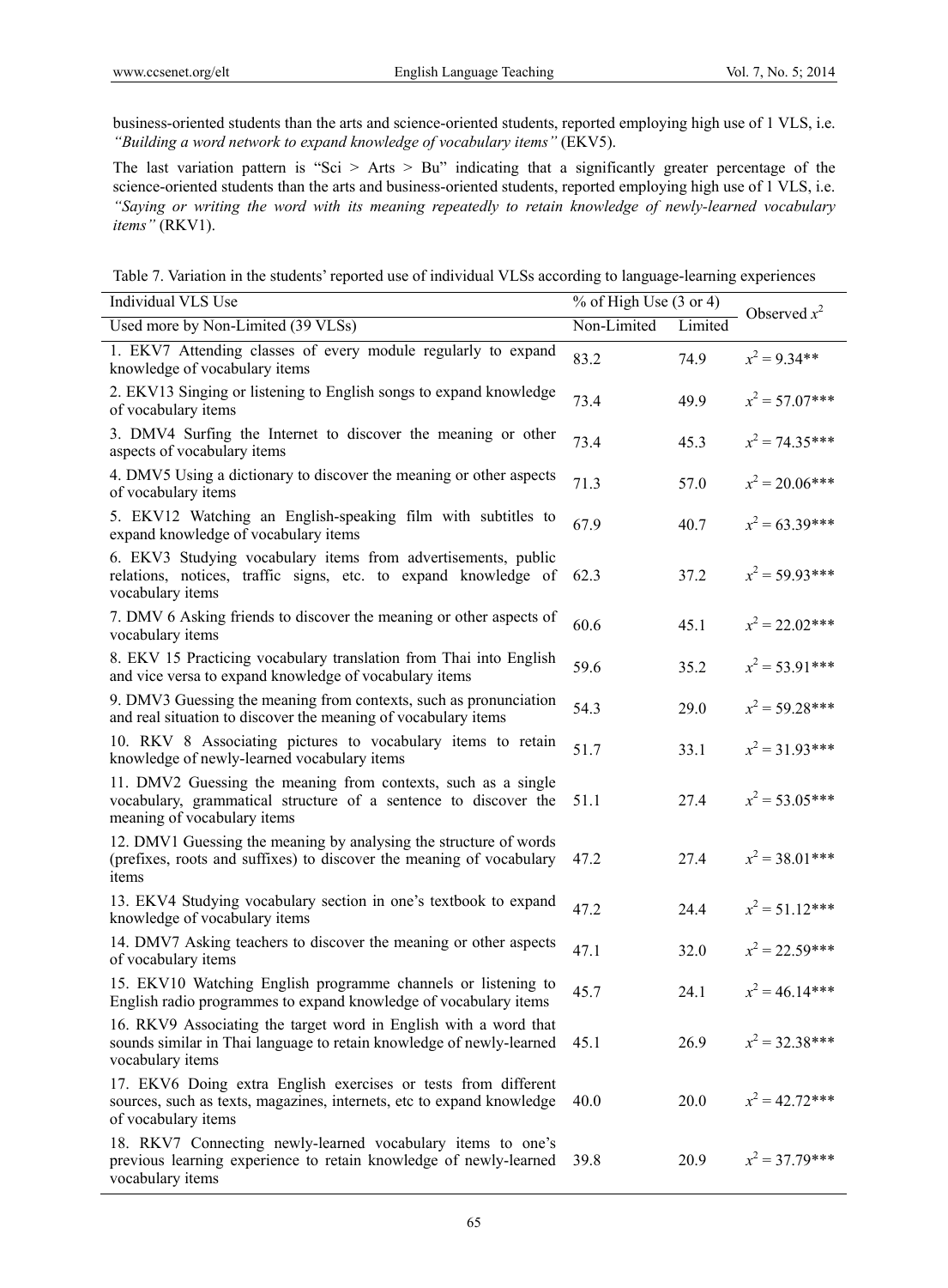business-oriented students than the arts and science-oriented students, reported employing high use of 1 VLS, i.e. *"Building a word network to expand knowledge of vocabulary items"* (EKV5).

The last variation pattern is "Sci > Arts > Bu" indicating that a significantly greater percentage of the science-oriented students than the arts and business-oriented students, reported employing high use of 1 VLS, i.e. *"Saying or writing the word with its meaning repeatedly to retain knowledge of newly-learned vocabulary items"* (RKV1).

Table 7. Variation in the students' reported use of individual VLSs according to language-learning experiences

| Individual VLS Use | % of High Use (3 or 4) | | Observed $x^2$ |
|---|---|---|---|
| Used more by Non-Limited (39 VLSs) | Non-Limited | Limited | |
| 1. EKV7 Attending classes of every module regularly to expand knowledge of vocabulary items | 83.2 | 74.9 | $x^2 = 9.34$** |
| 2. EKV13 Singing or listening to English songs to expand knowledge of vocabulary items | 73.4 | 49.9 | $x^2 = 57.07$*** |
| 3. DMV4 Surfing the Internet to discover the meaning or other aspects of vocabulary items | 73.4 | 45.3 | $x^2 = 74.35$*** |
| 4. DMV5 Using a dictionary to discover the meaning or other aspects of vocabulary items | 71.3 | 57.0 | $x^2 = 20.06$*** |
| 5. EKV12 Watching an English-speaking film with subtitles to expand knowledge of vocabulary items | 67.9 | 40.7 | $x^2 = 63.39$*** |
| 6. EKV3 Studying vocabulary items from advertisements, public relations, notices, traffic signs, etc. to expand knowledge of vocabulary items | 62.3 | 37.2 | $x^2 = 59.93$*** |
| 7. DMV 6 Asking friends to discover the meaning or other aspects of vocabulary items | 60.6 | 45.1 | $x^2 = 22.02$*** |
| 8. EKV 15 Practicing vocabulary translation from Thai into English and vice versa to expand knowledge of vocabulary items | 59.6 | 35.2 | $x^2 = 53.91$*** |
| 9. DMV3 Guessing the meaning from contexts, such as pronunciation and real situation to discover the meaning of vocabulary items | 54.3 | 29.0 | $x^2 = 59.28$*** |
| 10. RKV 8 Associating pictures to vocabulary items to retain knowledge of newly-learned vocabulary items | 51.7 | 33.1 | $x^2 = 31.93$*** |
| 11. DMV2 Guessing the meaning from contexts, such as a single vocabulary, grammatical structure of a sentence to discover the meaning of vocabulary items | 51.1 | 27.4 | $x^2 = 53.05$*** |
| 12. DMV1 Guessing the meaning by analysing the structure of words (prefixes, roots and suffixes) to discover the meaning of vocabulary items | 47.2 | 27.4 | $x^2 = 38.01$*** |
| 13. EKV4 Studying vocabulary section in one's textbook to expand knowledge of vocabulary items | 47.2 | 24.4 | $x^2 = 51.12$*** |
| 14. DMV7 Asking teachers to discover the meaning or other aspects of vocabulary items | 47.1 | 32.0 | $x^2 = 22.59$*** |
| 15. EKV10 Watching English programme channels or listening to English radio programmes to expand knowledge of vocabulary items | 45.7 | 24.1 | $x^2 = 46.14$*** |
| 16. RKV9 Associating the target word in English with a word that sounds similar in Thai language to retain knowledge of newly-learned vocabulary items | 45.1 | 26.9 | $x^2 = 32.38$*** |
| 17. EKV6 Doing extra English exercises or tests from different sources, such as texts, magazines, internets, etc to expand knowledge of vocabulary items | 40.0 | 20.0 | $x^2 = 42.72$*** |
| 18. RKV7 Connecting newly-learned vocabulary items to one's previous learning experience to retain knowledge of newly-learned vocabulary items | 39.8 | 20.9 | $x^2 = 37.79$*** |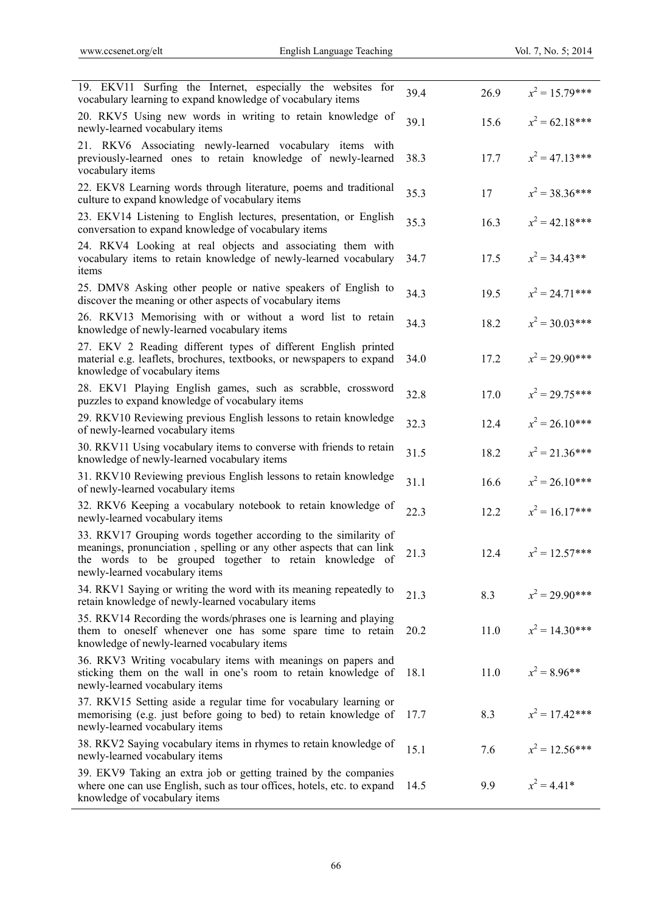| | | | |
|---|---|---|---|
| 19. EKV11 Surfing the Internet, especially the websites for vocabulary learning to expand knowledge of vocabulary items | 39.4 | 26.9 | $x^2 = 15.79$*** |
| 20. RKV5 Using new words in writing to retain knowledge of newly-learned vocabulary items | 39.1 | 15.6 | $x^2 = 62.18$*** |
| 21. RKV6 Associating newly-learned vocabulary items with previously-learned ones to retain knowledge of newly-learned vocabulary items | 38.3 | 17.7 | $x^2 = 47.13$*** |
| 22. EKV8 Learning words through literature, poems and traditional culture to expand knowledge of vocabulary items | 35.3 | 17 | $x^2 = 38.36$*** |
| 23. EKV14 Listening to English lectures, presentation, or English conversation to expand knowledge of vocabulary items | 35.3 | 16.3 | $x^2 = 42.18$*** |
| 24. RKV4 Looking at real objects and associating them with vocabulary items to retain knowledge of newly-learned vocabulary items | 34.7 | 17.5 | $x^2 = 34.43$** |
| 25. DMV8 Asking other people or native speakers of English to discover the meaning or other aspects of vocabulary items | 34.3 | 19.5 | $x^2 = 24.71$*** |
| 26. RKV13 Memorising with or without a word list to retain knowledge of newly-learned vocabulary items | 34.3 | 18.2 | $x^2 = 30.03$*** |
| 27. EKV 2 Reading different types of different English printed material e.g. leaflets, brochures, textbooks, or newspapers to expand knowledge of vocabulary items | 34.0 | 17.2 | $x^2 = 29.90$*** |
| 28. EKV1 Playing English games, such as scrabble, crossword puzzles to expand knowledge of vocabulary items | 32.8 | 17.0 | $x^2 = 29.75$*** |
| 29. RKV10 Reviewing previous English lessons to retain knowledge of newly-learned vocabulary items | 32.3 | 12.4 | $x^2 = 26.10$*** |
| 30. RKV11 Using vocabulary items to converse with friends to retain knowledge of newly-learned vocabulary items | 31.5 | 18.2 | $x^2 = 21.36$*** |
| 31. RKV10 Reviewing previous English lessons to retain knowledge of newly-learned vocabulary items | 31.1 | 16.6 | $x^2 = 26.10$*** |
| 32. RKV6 Keeping a vocabulary notebook to retain knowledge of newly-learned vocabulary items | 22.3 | 12.2 | $x^2 = 16.17$*** |
| 33. RKV17 Grouping words together according to the similarity of meanings, pronunciation , spelling or any other aspects that can link the words to be grouped together to retain knowledge of newly-learned vocabulary items | 21.3 | 12.4 | $x^2 = 12.57$*** |
| 34. RKV1 Saying or writing the word with its meaning repeatedly to retain knowledge of newly-learned vocabulary items | 21.3 | 8.3 | $x^2 = 29.90$*** |
| 35. RKV14 Recording the words/phrases one is learning and playing them to oneself whenever one has some spare time to retain knowledge of newly-learned vocabulary items | 20.2 | 11.0 | $x^2 = 14.30$*** |
| 36. RKV3 Writing vocabulary items with meanings on papers and sticking them on the wall in one's room to retain knowledge of newly-learned vocabulary items | 18.1 | 11.0 | $x^2 = 8.96$** |
| 37. RKV15 Setting aside a regular time for vocabulary learning or memorising (e.g. just before going to bed) to retain knowledge of newly-learned vocabulary items | 17.7 | 8.3 | $x^2 = 17.42$*** |
| 38. RKV2 Saying vocabulary items in rhymes to retain knowledge of newly-learned vocabulary items | 15.1 | 7.6 | $x^2 = 12.56$*** |
| 39. EKV9 Taking an extra job or getting trained by the companies where one can use English, such as tour offices, hotels, etc. to expand knowledge of vocabulary items | 14.5 | 9.9 | $x^2 = 4.41$* |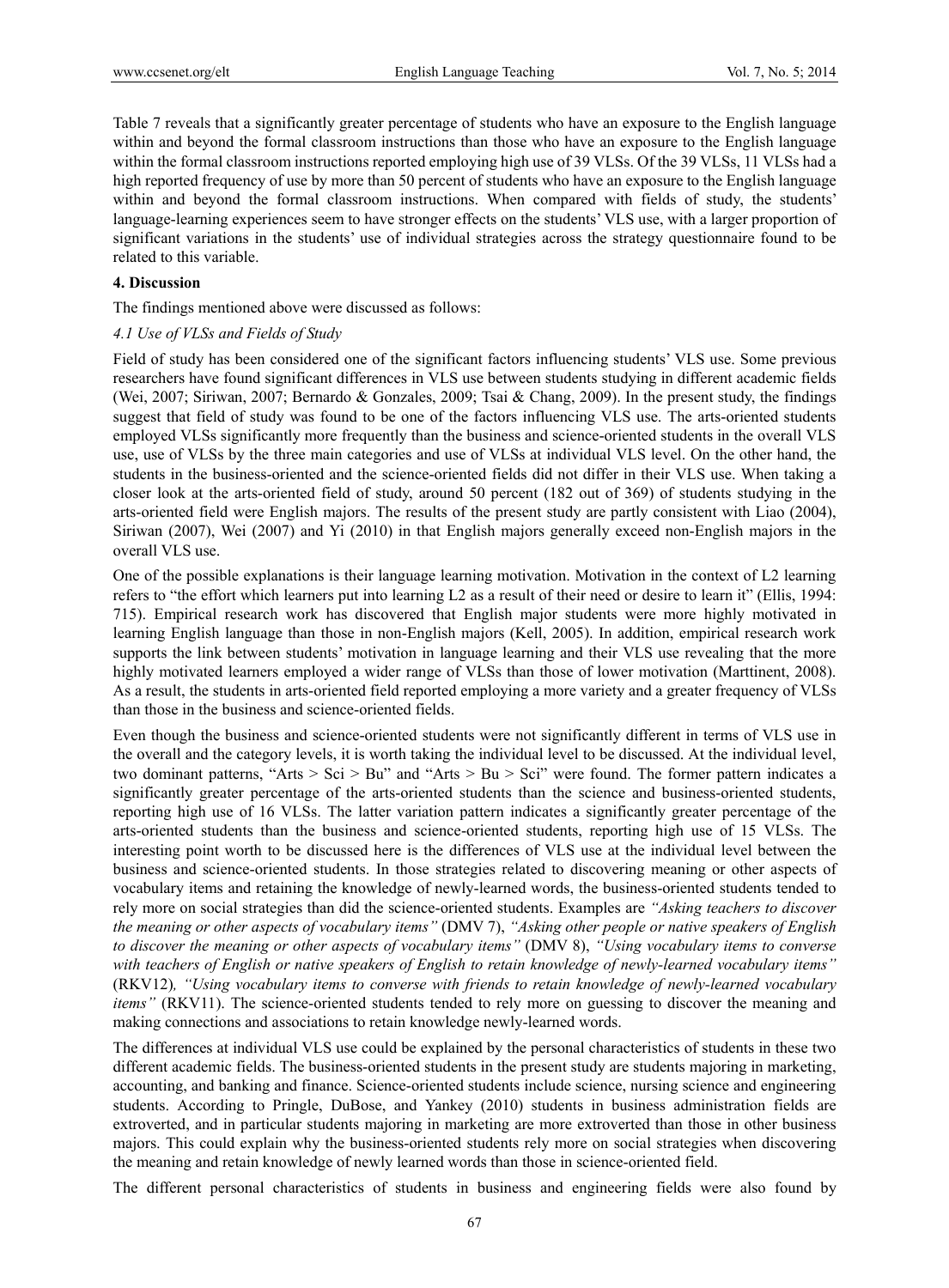Table 7 reveals that a significantly greater percentage of students who have an exposure to the English language within and beyond the formal classroom instructions than those who have an exposure to the English language within the formal classroom instructions reported employing high use of 39 VLSs. Of the 39 VLSs, 11 VLSs had a high reported frequency of use by more than 50 percent of students who have an exposure to the English language within and beyond the formal classroom instructions. When compared with fields of study, the students' language-learning experiences seem to have stronger effects on the students' VLS use, with a larger proportion of significant variations in the students' use of individual strategies across the strategy questionnaire found to be related to this variable.

## 4. Discussion

The findings mentioned above were discussed as follows:

### *4.1 Use of VLSs and Fields of Study*

Field of study has been considered one of the significant factors influencing students' VLS use. Some previous researchers have found significant differences in VLS use between students studying in different academic fields (Wei, 2007; Siriwan, 2007; Bernardo & Gonzales, 2009; Tsai & Chang, 2009). In the present study, the findings suggest that field of study was found to be one of the factors influencing VLS use. The arts-oriented students employed VLSs significantly more frequently than the business and science-oriented students in the overall VLS use, use of VLSs by the three main categories and use of VLSs at individual VLS level. On the other hand, the students in the business-oriented and the science-oriented fields did not differ in their VLS use. When taking a closer look at the arts-oriented field of study, around 50 percent (182 out of 369) of students studying in the arts-oriented field were English majors. The results of the present study are partly consistent with Liao (2004), Siriwan (2007), Wei (2007) and Yi (2010) in that English majors generally exceed non-English majors in the overall VLS use.

One of the possible explanations is their language learning motivation. Motivation in the context of L2 learning refers to "the effort which learners put into learning L2 as a result of their need or desire to learn it" (Ellis, 1994: 715). Empirical research work has discovered that English major students were more highly motivated in learning English language than those in non-English majors (Kell, 2005). In addition, empirical research work supports the link between students' motivation in language learning and their VLS use revealing that the more highly motivated learners employed a wider range of VLSs than those of lower motivation (Marttinent, 2008). As a result, the students in arts-oriented field reported employing a more variety and a greater frequency of VLSs than those in the business and science-oriented fields.

Even though the business and science-oriented students were not significantly different in terms of VLS use in the overall and the category levels, it is worth taking the individual level to be discussed. At the individual level, two dominant patterns, "Arts > Sci > Bu" and "Arts > Bu > Sci" were found. The former pattern indicates a significantly greater percentage of the arts-oriented students than the science and business-oriented students, reporting high use of 16 VLSs. The latter variation pattern indicates a significantly greater percentage of the arts-oriented students than the business and science-oriented students, reporting high use of 15 VLSs. The interesting point worth to be discussed here is the differences of VLS use at the individual level between the business and science-oriented students. In those strategies related to discovering meaning or other aspects of vocabulary items and retaining the knowledge of newly-learned words, the business-oriented students tended to rely more on social strategies than did the science-oriented students. Examples are *"Asking teachers to discover the meaning or other aspects of vocabulary items"* (DMV 7), *"Asking other people or native speakers of English to discover the meaning or other aspects of vocabulary items"* (DMV 8), *"Using vocabulary items to converse with teachers of English or native speakers of English to retain knowledge of newly-learned vocabulary items"* (RKV12), *"Using vocabulary items to converse with friends to retain knowledge of newly-learned vocabulary items"* (RKV11). The science-oriented students tended to rely more on guessing to discover the meaning and making connections and associations to retain knowledge newly-learned words.

The differences at individual VLS use could be explained by the personal characteristics of students in these two different academic fields. The business-oriented students in the present study are students majoring in marketing, accounting, and banking and finance. Science-oriented students include science, nursing science and engineering students. According to Pringle, DuBose, and Yankey (2010) students in business administration fields are extroverted, and in particular students majoring in marketing are more extroverted than those in other business majors. This could explain why the business-oriented students rely more on social strategies when discovering the meaning and retain knowledge of newly learned words than those in science-oriented field.

The different personal characteristics of students in business and engineering fields were also found by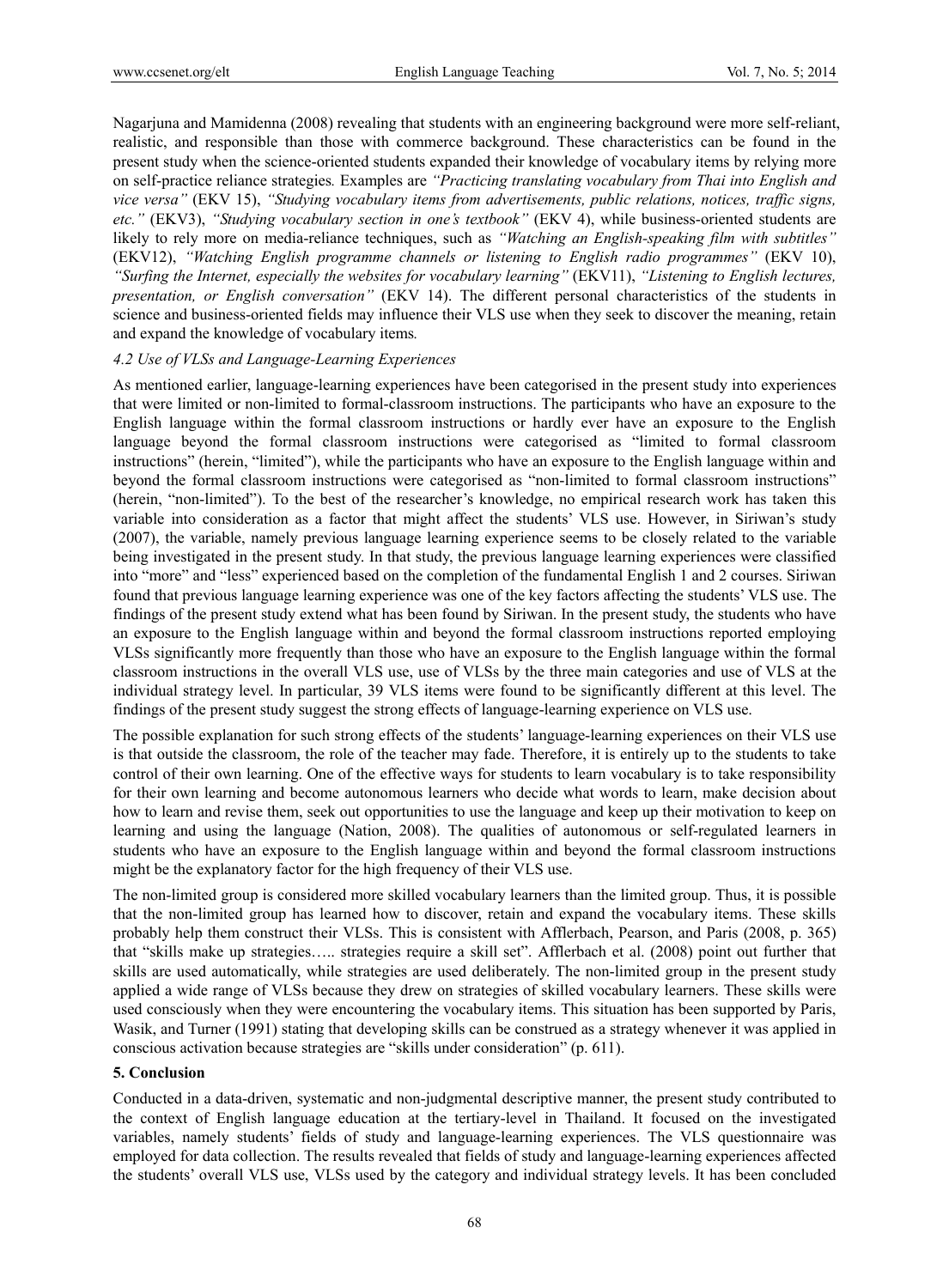Nagarjuna and Mamidenna (2008) revealing that students with an engineering background were more self-reliant, realistic, and responsible than those with commerce background. These characteristics can be found in the present study when the science-oriented students expanded their knowledge of vocabulary items by relying more on self-practice reliance strategies. Examples are *"Practicing translating vocabulary from Thai into English and vice versa"* (EKV 15), *"Studying vocabulary items from advertisements, public relations, notices, traffic signs, etc."* (EKV3), *"Studying vocabulary section in one's textbook"* (EKV 4), while business-oriented students are likely to rely more on media-reliance techniques, such as *"Watching an English-speaking film with subtitles"* (EKV12), *"Watching English programme channels or listening to English radio programmes"* (EKV 10), *"Surfing the Internet, especially the websites for vocabulary learning"* (EKV11), *"Listening to English lectures, presentation, or English conversation"* (EKV 14). The different personal characteristics of the students in science and business-oriented fields may influence their VLS use when they seek to discover the meaning, retain and expand the knowledge of vocabulary items.

### *4.2 Use of VLSs and Language-Learning Experiences*

As mentioned earlier, language-learning experiences have been categorised in the present study into experiences that were limited or non-limited to formal-classroom instructions. The participants who have an exposure to the English language within the formal classroom instructions or hardly ever have an exposure to the English language beyond the formal classroom instructions were categorised as "limited to formal classroom instructions" (herein, "limited"), while the participants who have an exposure to the English language within and beyond the formal classroom instructions were categorised as "non-limited to formal classroom instructions" (herein, "non-limited"). To the best of the researcher's knowledge, no empirical research work has taken this variable into consideration as a factor that might affect the students' VLS use. However, in Siriwan's study (2007), the variable, namely previous language learning experience seems to be closely related to the variable being investigated in the present study. In that study, the previous language learning experiences were classified into "more" and "less" experienced based on the completion of the fundamental English 1 and 2 courses. Siriwan found that previous language learning experience was one of the key factors affecting the students' VLS use. The findings of the present study extend what has been found by Siriwan. In the present study, the students who have an exposure to the English language within and beyond the formal classroom instructions reported employing VLSs significantly more frequently than those who have an exposure to the English language within the formal classroom instructions in the overall VLS use, use of VLSs by the three main categories and use of VLS at the individual strategy level. In particular, 39 VLS items were found to be significantly different at this level. The findings of the present study suggest the strong effects of language-learning experience on VLS use.

The possible explanation for such strong effects of the students' language-learning experiences on their VLS use is that outside the classroom, the role of the teacher may fade. Therefore, it is entirely up to the students to take control of their own learning. One of the effective ways for students to learn vocabulary is to take responsibility for their own learning and become autonomous learners who decide what words to learn, make decision about how to learn and revise them, seek out opportunities to use the language and keep up their motivation to keep on learning and using the language (Nation, 2008). The qualities of autonomous or self-regulated learners in students who have an exposure to the English language within and beyond the formal classroom instructions might be the explanatory factor for the high frequency of their VLS use.

The non-limited group is considered more skilled vocabulary learners than the limited group. Thus, it is possible that the non-limited group has learned how to discover, retain and expand the vocabulary items. These skills probably help them construct their VLSs. This is consistent with Afflerbach, Pearson, and Paris (2008, p. 365) that "skills make up strategies….. strategies require a skill set". Afflerbach et al. (2008) point out further that skills are used automatically, while strategies are used deliberately. The non-limited group in the present study applied a wide range of VLSs because they drew on strategies of skilled vocabulary learners. These skills were used consciously when they were encountering the vocabulary items. This situation has been supported by Paris, Wasik, and Turner (1991) stating that developing skills can be construed as a strategy whenever it was applied in conscious activation because strategies are "skills under consideration" (p. 611).

## 5. Conclusion

Conducted in a data-driven, systematic and non-judgmental descriptive manner, the present study contributed to the context of English language education at the tertiary-level in Thailand. It focused on the investigated variables, namely students' fields of study and language-learning experiences. The VLS questionnaire was employed for data collection. The results revealed that fields of study and language-learning experiences affected the students' overall VLS use, VLSs used by the category and individual strategy levels. It has been concluded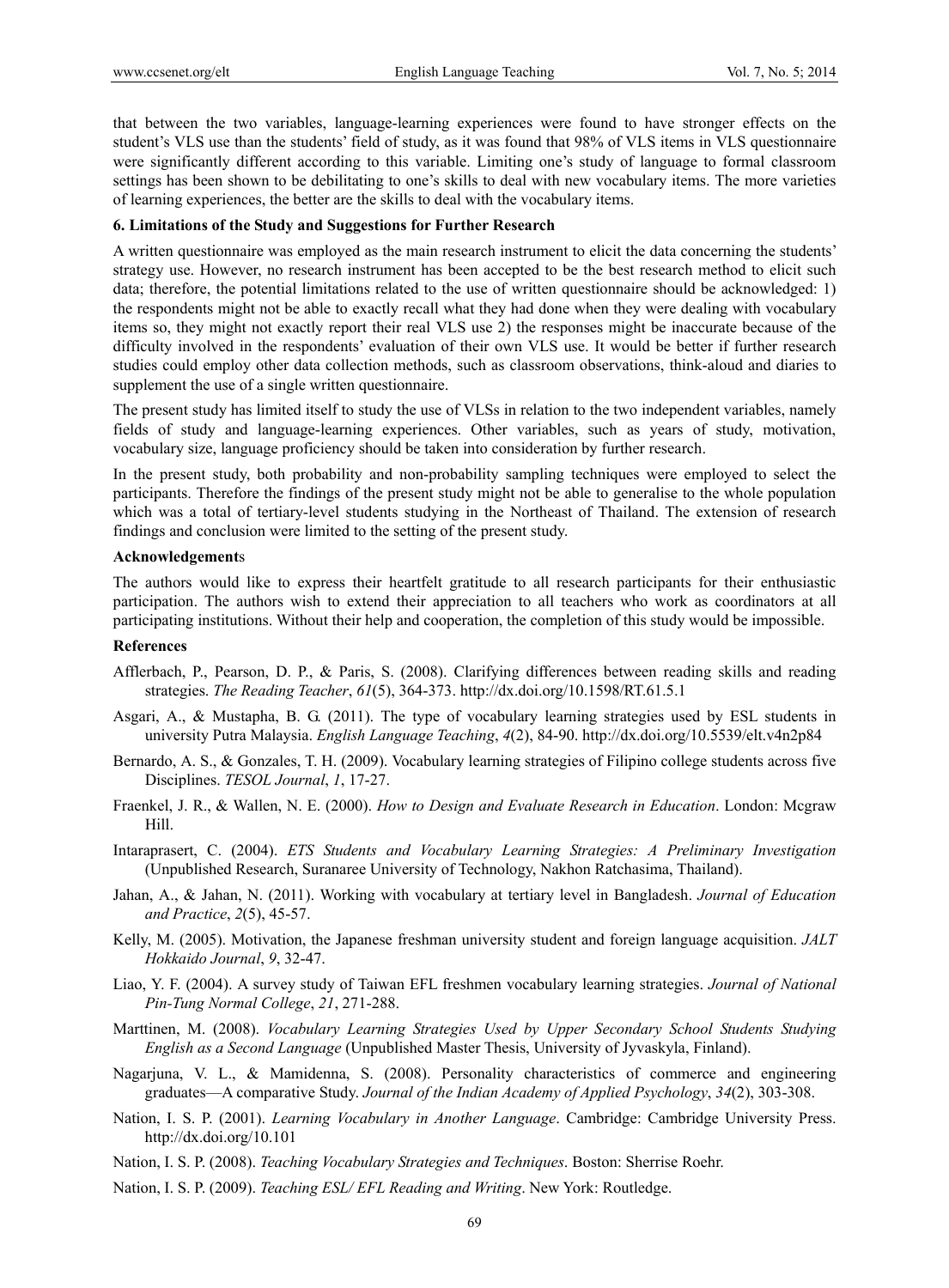that between the two variables, language-learning experiences were found to have stronger effects on the student's VLS use than the students' field of study, as it was found that 98% of VLS items in VLS questionnaire were significantly different according to this variable. Limiting one's study of language to formal classroom settings has been shown to be debilitating to one's skills to deal with new vocabulary items. The more varieties of learning experiences, the better are the skills to deal with the vocabulary items.

### 6. Limitations of the Study and Suggestions for Further Research

A written questionnaire was employed as the main research instrument to elicit the data concerning the students' strategy use. However, no research instrument has been accepted to be the best research method to elicit such data; therefore, the potential limitations related to the use of written questionnaire should be acknowledged: 1) the respondents might not be able to exactly recall what they had done when they were dealing with vocabulary items so, they might not exactly report their real VLS use 2) the responses might be inaccurate because of the difficulty involved in the respondents' evaluation of their own VLS use. It would be better if further research studies could employ other data collection methods, such as classroom observations, think-aloud and diaries to supplement the use of a single written questionnaire.

The present study has limited itself to study the use of VLSs in relation to the two independent variables, namely fields of study and language-learning experiences. Other variables, such as years of study, motivation, vocabulary size, language proficiency should be taken into consideration by further research.

In the present study, both probability and non-probability sampling techniques were employed to select the participants. Therefore the findings of the present study might not be able to generalise to the whole population which was a total of tertiary-level students studying in the Northeast of Thailand. The extension of research findings and conclusion were limited to the setting of the present study.

### Acknowledgements

The authors would like to express their heartfelt gratitude to all research participants for their enthusiastic participation. The authors wish to extend their appreciation to all teachers who work as coordinators at all participating institutions. Without their help and cooperation, the completion of this study would be impossible.

### References

Afflerbach, P., Pearson, D. P., & Paris, S. (2008). Clarifying differences between reading skills and reading strategies. *The Reading Teacher*, *61*(5), 364-373. http://dx.doi.org/10.1598/RT.61.5.1

Asgari, A., & Mustapha, B. G. (2011). The type of vocabulary learning strategies used by ESL students in university Putra Malaysia. *English Language Teaching*, *4*(2), 84-90. http://dx.doi.org/10.5539/elt.v4n2p84

Bernardo, A. S., & Gonzales, T. H. (2009). Vocabulary learning strategies of Filipino college students across five Disciplines. *TESOL Journal*, *1*, 17-27.

Fraenkel, J. R., & Wallen, N. E. (2000). *How to Design and Evaluate Research in Education*. London: Mcgraw Hill.

Intaraprasert, C. (2004). *ETS Students and Vocabulary Learning Strategies: A Preliminary Investigation* (Unpublished Research, Suranaree University of Technology, Nakhon Ratchasima, Thailand).

Jahan, A., & Jahan, N. (2011). Working with vocabulary at tertiary level in Bangladesh. *Journal of Education and Practice*, *2*(5), 45-57.

Kelly, M. (2005). Motivation, the Japanese freshman university student and foreign language acquisition. *JALT Hokkaido Journal*, *9*, 32-47.

Liao, Y. F. (2004). A survey study of Taiwan EFL freshmen vocabulary learning strategies. *Journal of National Pin-Tung Normal College*, *21*, 271-288.

Marttinen, M. (2008). *Vocabulary Learning Strategies Used by Upper Secondary School Students Studying English as a Second Language* (Unpublished Master Thesis, University of Jyvaskyla, Finland).

Nagarjuna, V. L., & Mamidenna, S. (2008). Personality characteristics of commerce and engineering graduates—A comparative Study. *Journal of the Indian Academy of Applied Psychology*, *34*(2), 303-308.

Nation, I. S. P. (2001). *Learning Vocabulary in Another Language*. Cambridge: Cambridge University Press. http://dx.doi.org/10.101

Nation, I. S. P. (2008). *Teaching Vocabulary Strategies and Techniques*. Boston: Sherrise Roehr.

Nation, I. S. P. (2009). *Teaching ESL/ EFL Reading and Writing*. New York: Routledge.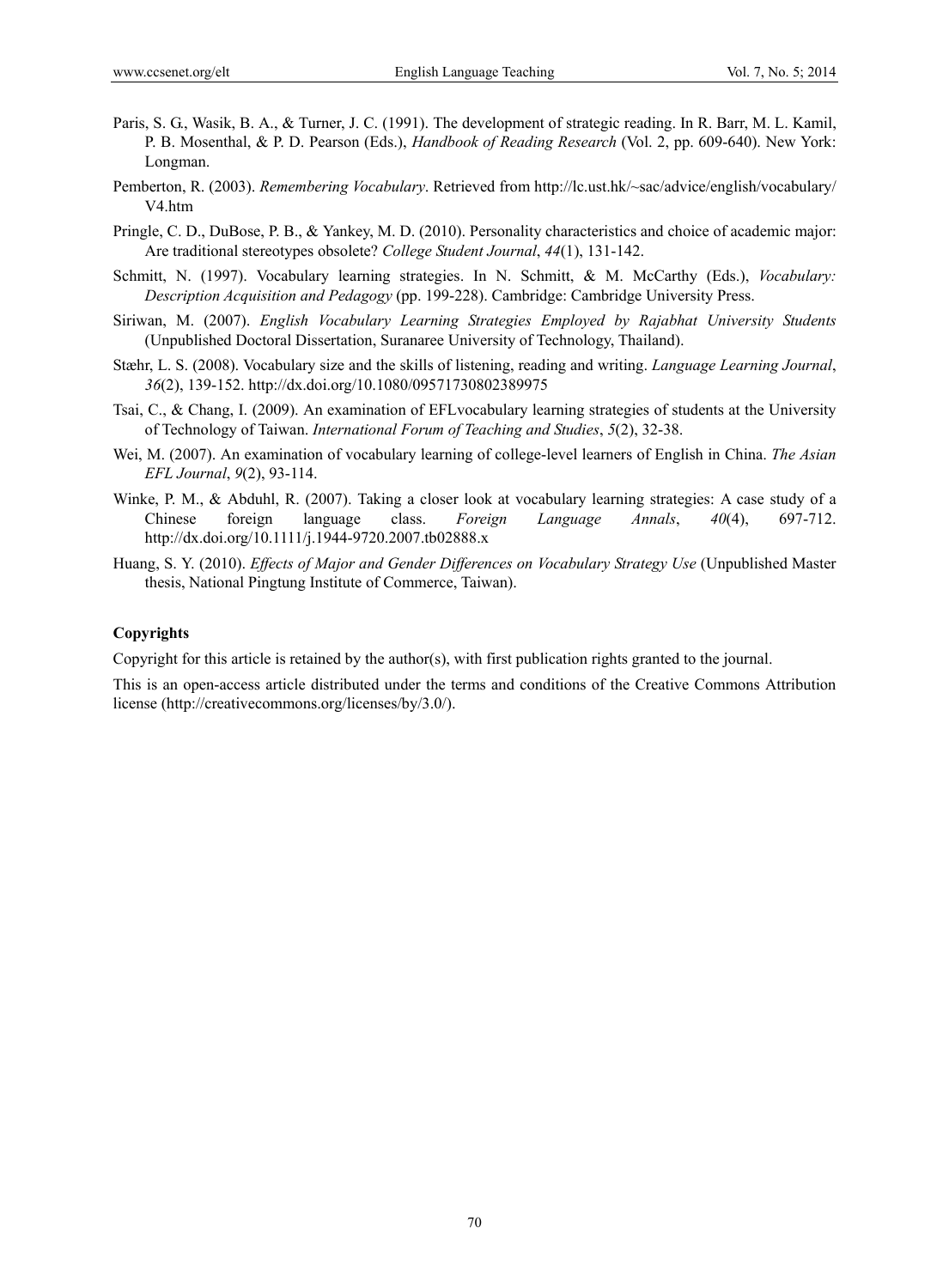Paris, S. G., Wasik, B. A., & Turner, J. C. (1991). The development of strategic reading. In R. Barr, M. L. Kamil, P. B. Mosenthal, & P. D. Pearson (Eds.), *Handbook of Reading Research* (Vol. 2, pp. 609-640). New York: Longman.

Pemberton, R. (2003). *Remembering Vocabulary*. Retrieved from http://lc.ust.hk/~sac/advice/english/vocabulary/V4.htm

Pringle, C. D., DuBose, P. B., & Yankey, M. D. (2010). Personality characteristics and choice of academic major: Are traditional stereotypes obsolete? *College Student Journal*, *44*(1), 131-142.

Schmitt, N. (1997). Vocabulary learning strategies. In N. Schmitt, & M. McCarthy (Eds.), *Vocabulary: Description Acquisition and Pedagogy* (pp. 199-228). Cambridge: Cambridge University Press.

Siriwan, M. (2007). *English Vocabulary Learning Strategies Employed by Rajabhat University Students* (Unpublished Doctoral Dissertation, Suranaree University of Technology, Thailand).

Stæhr, L. S. (2008). Vocabulary size and the skills of listening, reading and writing. *Language Learning Journal*, *36*(2), 139-152. http://dx.doi.org/10.1080/09571730802389975

Tsai, C., & Chang, I. (2009). An examination of EFLvocabulary learning strategies of students at the University of Technology of Taiwan. *International Forum of Teaching and Studies*, *5*(2), 32-38.

Wei, M. (2007). An examination of vocabulary learning of college-level learners of English in China. *The Asian EFL Journal*, *9*(2), 93-114.

Winke, P. M., & Abduhl, R. (2007). Taking a closer look at vocabulary learning strategies: A case study of a Chinese foreign language class. *Foreign Language Annals*, *40*(4), 697-712. http://dx.doi.org/10.1111/j.1944-9720.2007.tb02888.x

Huang, S. Y. (2010). *Effects of Major and Gender Differences on Vocabulary Strategy Use* (Unpublished Master thesis, National Pingtung Institute of Commerce, Taiwan).

**Copyrights**

Copyright for this article is retained by the author(s), with first publication rights granted to the journal.

This is an open-access article distributed under the terms and conditions of the Creative Commons Attribution license (http://creativecommons.org/licenses/by/3.0/).